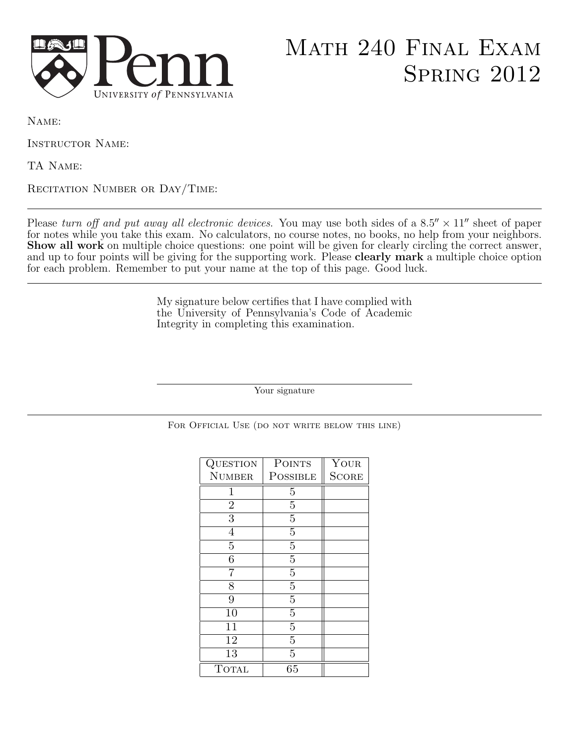# Math 240 Final Exam Spring 2012

Name:

Instructor Name:

TA Name:

Recitation Number or Day/Time:

---

Please *turn off and put away all electronic devices*. You may use both sides of a $8.5'' \times 11''$ sheet of paper for notes while you take this exam. No calculators, no course notes, no books, no help from your neighbors. **Show all work** on multiple choice questions: one point will be given for clearly circling the correct answer, and up to four points will be giving for the supporting work. Please **clearly mark** a multiple choice option for each problem. Remember to put your name at the top of this page. Good luck.

---

My signature below certifies that I have complied with the University of Pennsylvania's Code of Academic Integrity in completing this examination.

Your signature

---

For Official Use (do not write below this line)

| Question Number | Points Possible | Your Score |
|---|---|---|
| 1 | 5 | |
| 2 | 5 | |
| 3 | 5 | |
| 4 | 5 | |
| 5 | 5 | |
| 6 | 5 | |
| 7 | 5 | |
| 8 | 5 | |
| 9 | 5 | |
| 10 | 5 | |
| 11 | 5 | |
| 12 | 5 | |
| 13 | 5 | |
| Total | 65 | |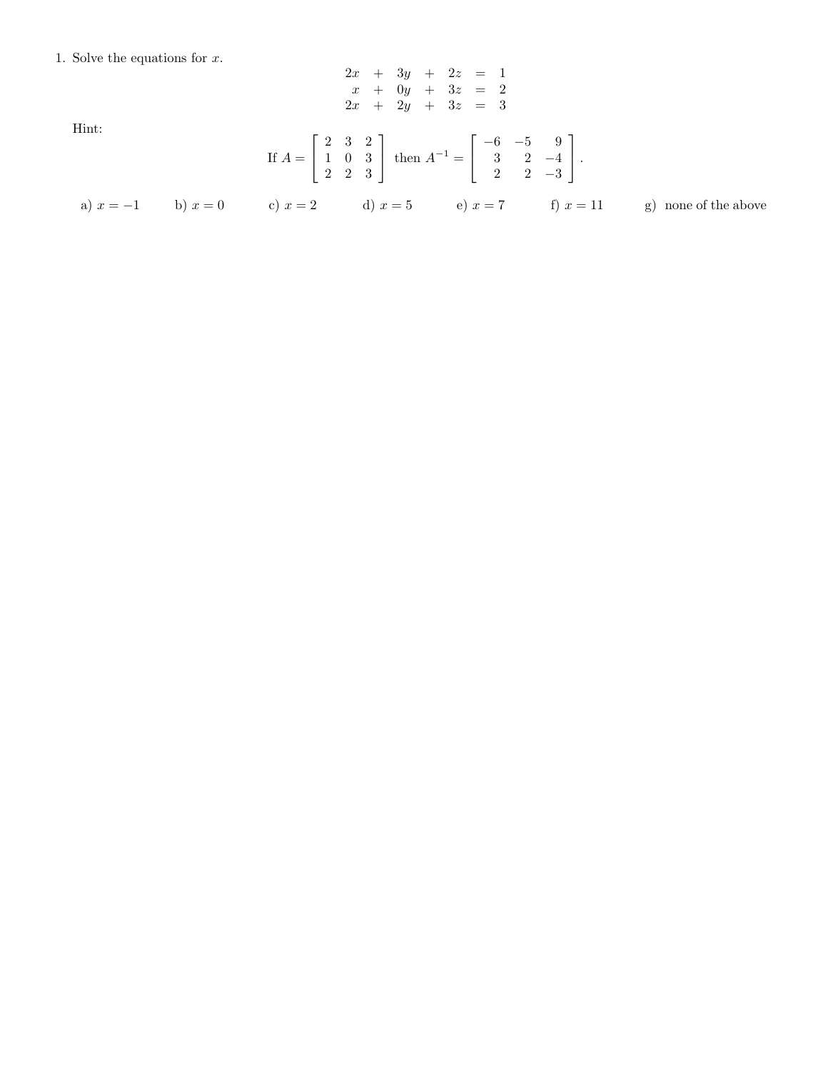1. Solve the equations for $x$.

$$\begin{array}{rcrcrcr} 2x & + & 3y & + & 2z & = & 1 \\ x & + & 0y & + & 3z & = & 2 \\ 2x & + & 2y & + & 3z & = & 3 \end{array}$$

Hint:

$$\text{If } A = \begin{bmatrix} 2 & 3 & 2 \\ 1 & 0 & 3 \\ 2 & 2 & 3 \end{bmatrix} \text{ then } A^{-1} = \begin{bmatrix} -6 & -5 & 9 \\ 3 & 2 & -4 \\ 2 & 2 & -3 \end{bmatrix}.$$

a) $x = -1$ b) $x = 0$ c) $x = 2$ d) $x = 5$ e) $x = 7$ f) $x = 11$ g) none of the above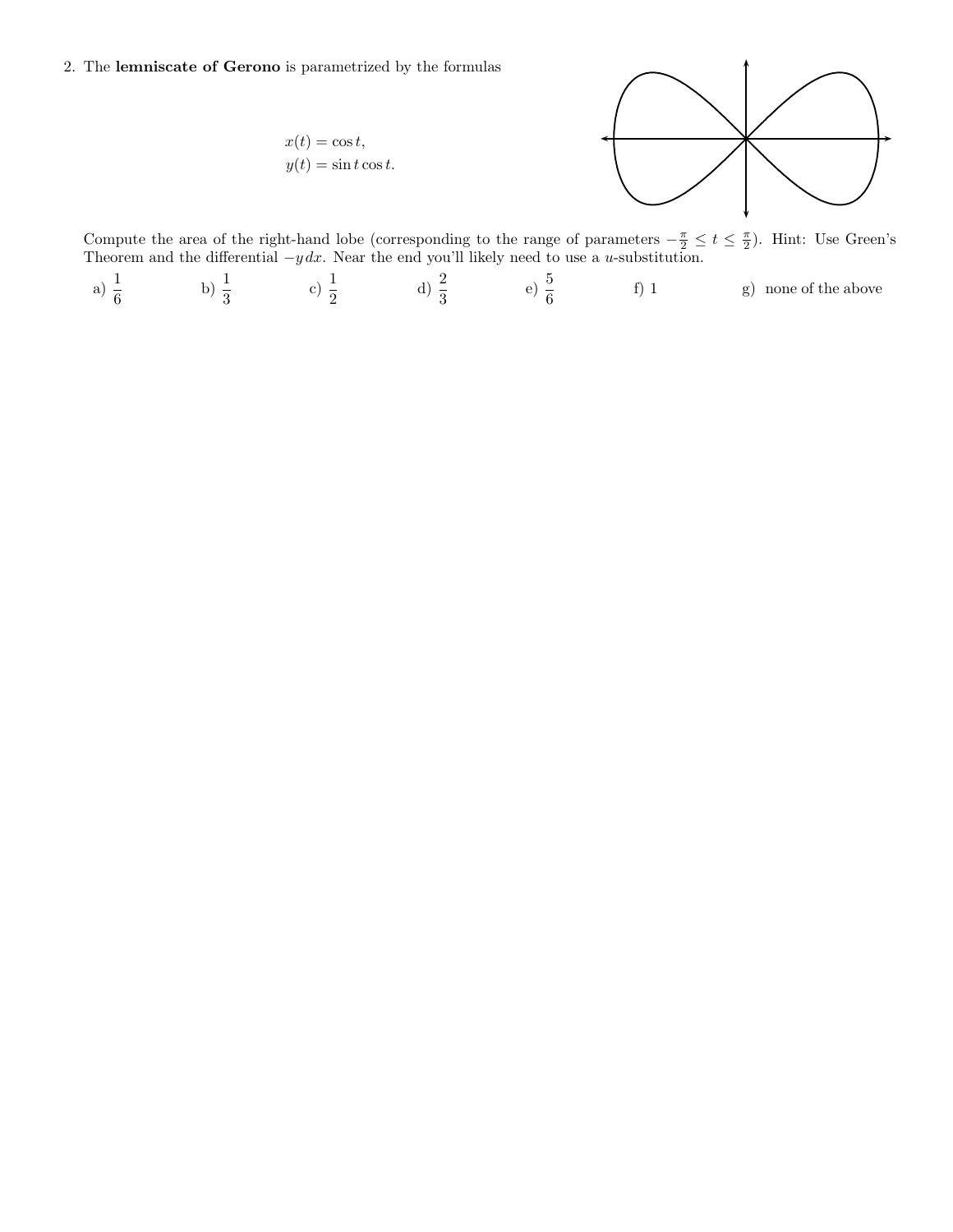2. The **lemniscate of Gerono** is parametrized by the formulas

$$x(t) = \cos t,$$
$$y(t) = \sin t \cos t.$$

Compute the area of the right-hand lobe (corresponding to the range of parameters $-\frac{\pi}{2} \leq t \leq \frac{\pi}{2}$). Hint: Use Green's Theorem and the differential $-y\,dx$. Near the end you'll likely need to use a $u$-substitution.

a) $\frac{1}{6}$ b) $\frac{1}{3}$ c) $\frac{1}{2}$ d) $\frac{2}{3}$ e) $\frac{5}{6}$ f) 1 g) none of the above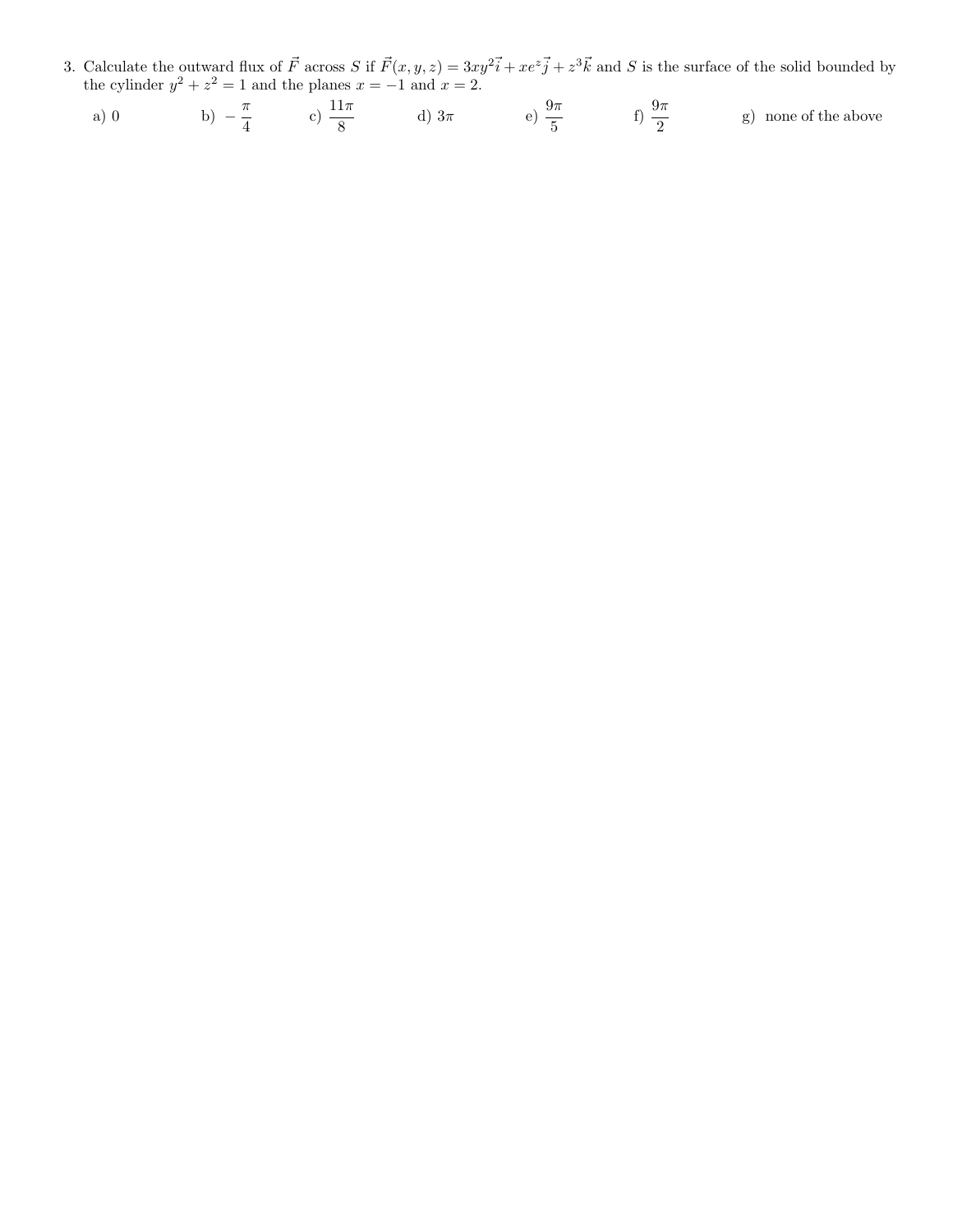3. Calculate the outward flux of $\vec{F}$ across $S$ if $\vec{F}(x,y,z) = 3xy^2\vec{i} + xe^z\vec{j} + z^3\vec{k}$ and $S$ is the surface of the solid bounded by the cylinder $y^2 + z^2 = 1$ and the planes $x = -1$ and $x = 2$.

a) 0  b) $-\dfrac{\pi}{4}$  c) $\dfrac{11\pi}{8}$  d) $3\pi$  e) $\dfrac{9\pi}{5}$  f) $\dfrac{9\pi}{2}$  g) none of the above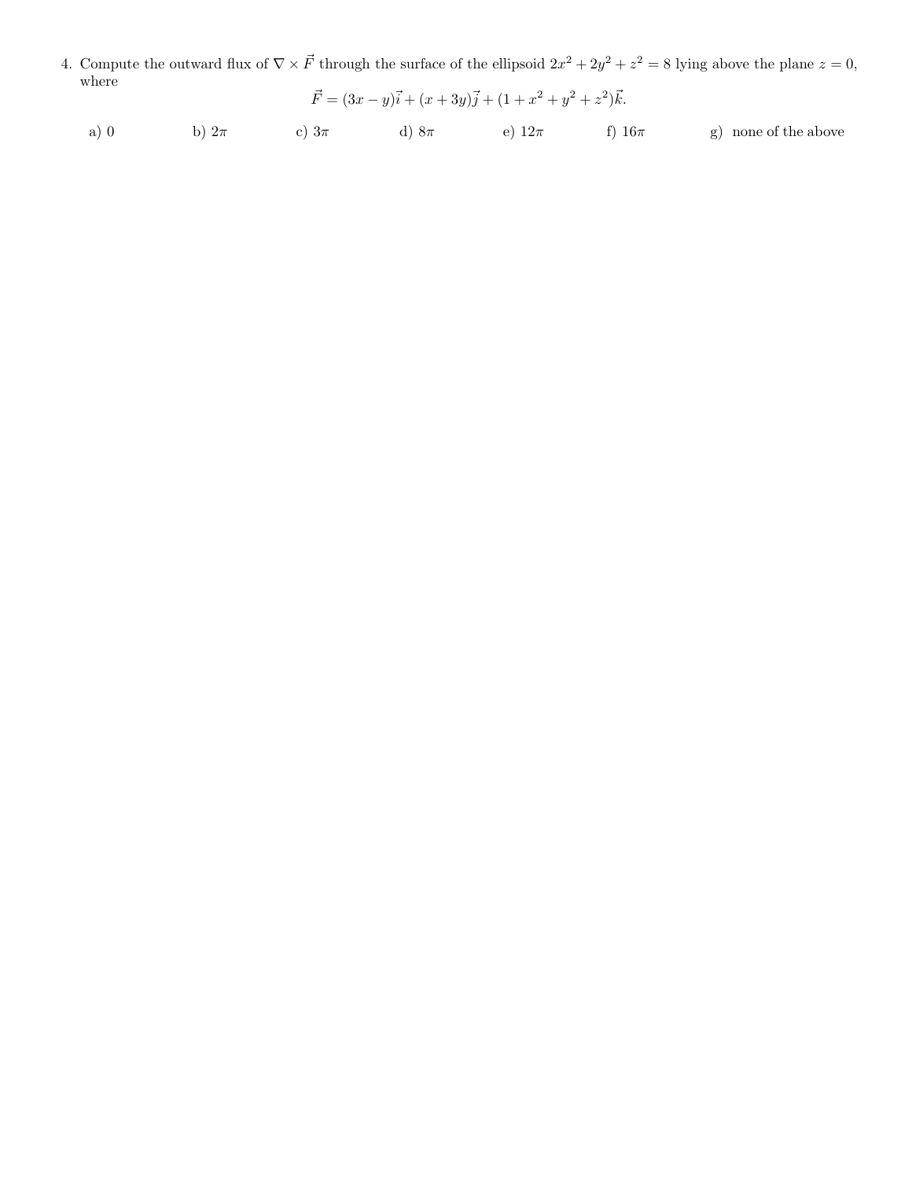4. Compute the outward flux of $\nabla \times \vec{F}$ through the surface of the ellipsoid $2x^2 + 2y^2 + z^2 = 8$ lying above the plane $z = 0$, where

$$\vec{F} = (3x - y)\vec{i} + (x + 3y)\vec{j} + (1 + x^2 + y^2 + z^2)\vec{k}.$$

a) 0 b) $2\pi$ c) $3\pi$ d) $8\pi$ e) $12\pi$ f) $16\pi$ g) none of the above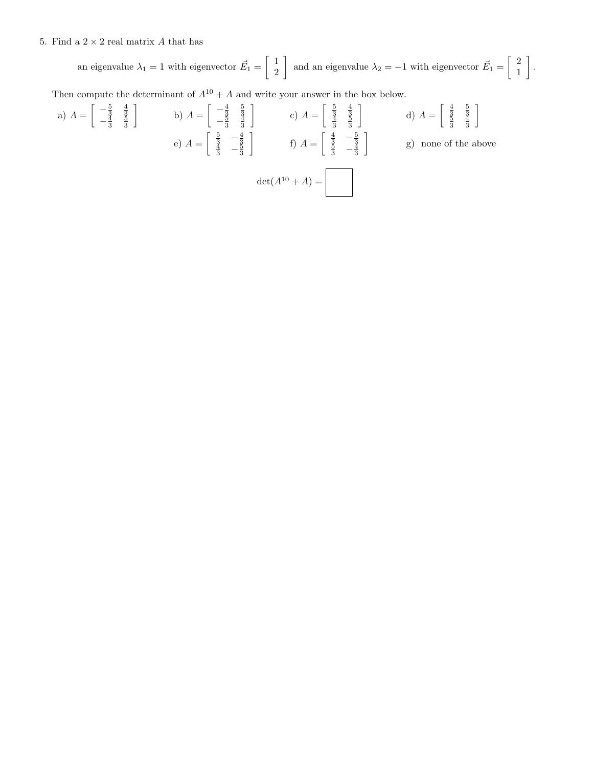5. Find a $2 \times 2$ real matrix $A$ that has

$$\text{an eigenvalue } \lambda_1 = 1 \text{ with eigenvector } \vec{E}_1 = \begin{bmatrix} 1 \\ 2 \end{bmatrix} \text{ and an eigenvalue } \lambda_2 = -1 \text{ with eigenvector } \vec{E}_1 = \begin{bmatrix} 2 \\ 1 \end{bmatrix}.$$

Then compute the determinant of $A^{10} + A$ and write your answer in the box below.

a) $A = \begin{bmatrix} -\frac{5}{3} & \frac{4}{3} \\ -\frac{4}{3} & \frac{5}{3} \end{bmatrix}$

b) $A = \begin{bmatrix} -\frac{4}{3} & \frac{5}{3} \\ -\frac{5}{3} & \frac{4}{3} \end{bmatrix}$

c) $A = \begin{bmatrix} \frac{5}{3} & \frac{4}{3} \\ \frac{4}{3} & \frac{5}{3} \end{bmatrix}$

d) $A = \begin{bmatrix} \frac{4}{3} & \frac{5}{3} \\ \frac{5}{3} & \frac{4}{3} \end{bmatrix}$

e) $A = \begin{bmatrix} \frac{5}{3} & -\frac{4}{3} \\ \frac{4}{3} & -\frac{5}{3} \end{bmatrix}$

f) $A = \begin{bmatrix} \frac{4}{3} & -\frac{5}{3} \\ \frac{5}{3} & -\frac{4}{3} \end{bmatrix}$

g) none of the above

$\det(A^{10} + A) =$ ☐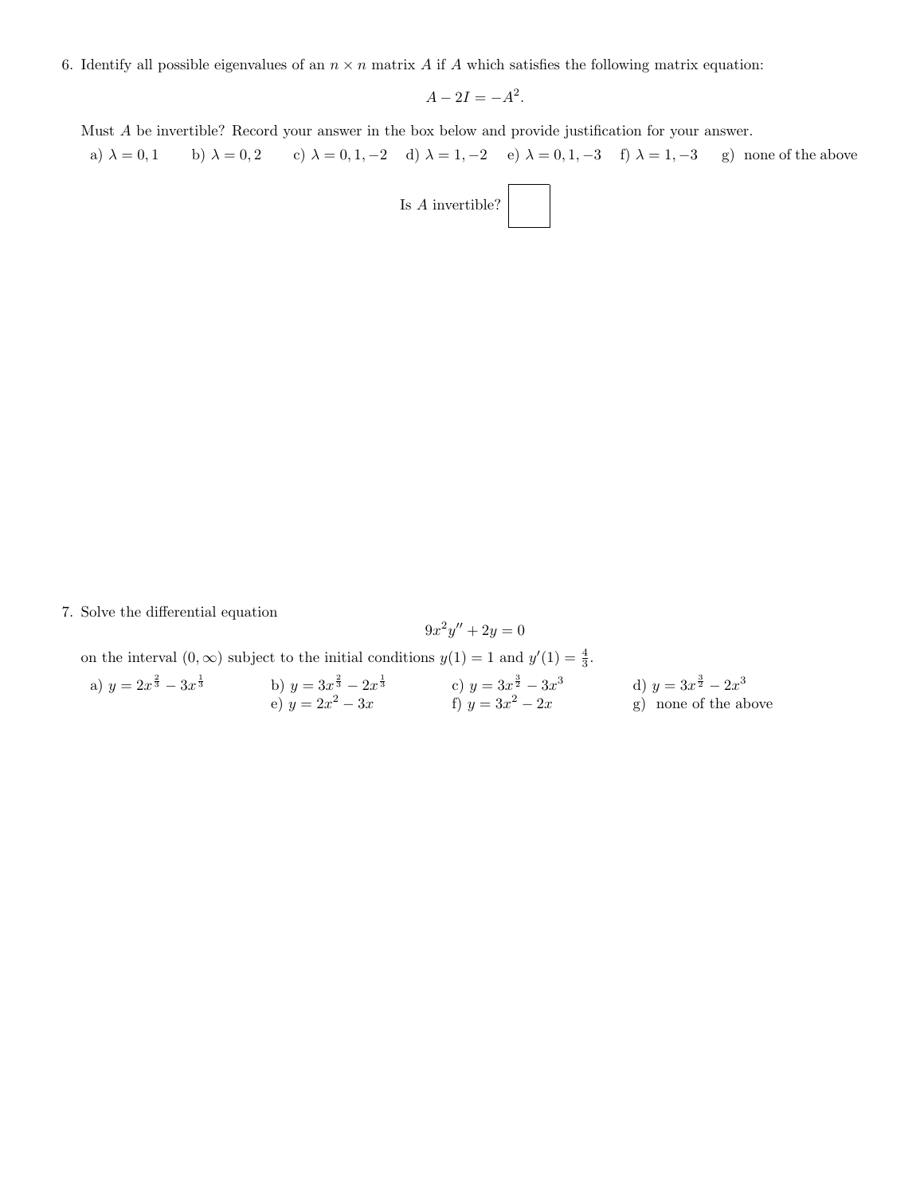6. Identify all possible eigenvalues of an $n \times n$ matrix $A$ if $A$ which satisfies the following matrix equation:

$$A - 2I = -A^2.$$

Must $A$ be invertible? Record your answer in the box below and provide justification for your answer.

a) $\lambda = 0, 1$ b) $\lambda = 0, 2$ c) $\lambda = 0, 1, -2$ d) $\lambda = 1, -2$ e) $\lambda = 0, 1, -3$ f) $\lambda = 1, -3$ g) none of the above

Is $A$ invertible? ☐

7. Solve the differential equation

$$9x^2 y'' + 2y = 0$$

on the interval $(0, \infty)$ subject to the initial conditions $y(1) = 1$ and $y'(1) = \frac{4}{3}$.

a) $y = 2x^{\frac{2}{3}} - 3x^{\frac{1}{3}}$ b) $y = 3x^{\frac{2}{3}} - 2x^{\frac{1}{3}}$ c) $y = 3x^{\frac{3}{2}} - 3x^3$ d) $y = 3x^{\frac{3}{2}} - 2x^3$

e) $y = 2x^2 - 3x$ f) $y = 3x^2 - 2x$ g) none of the above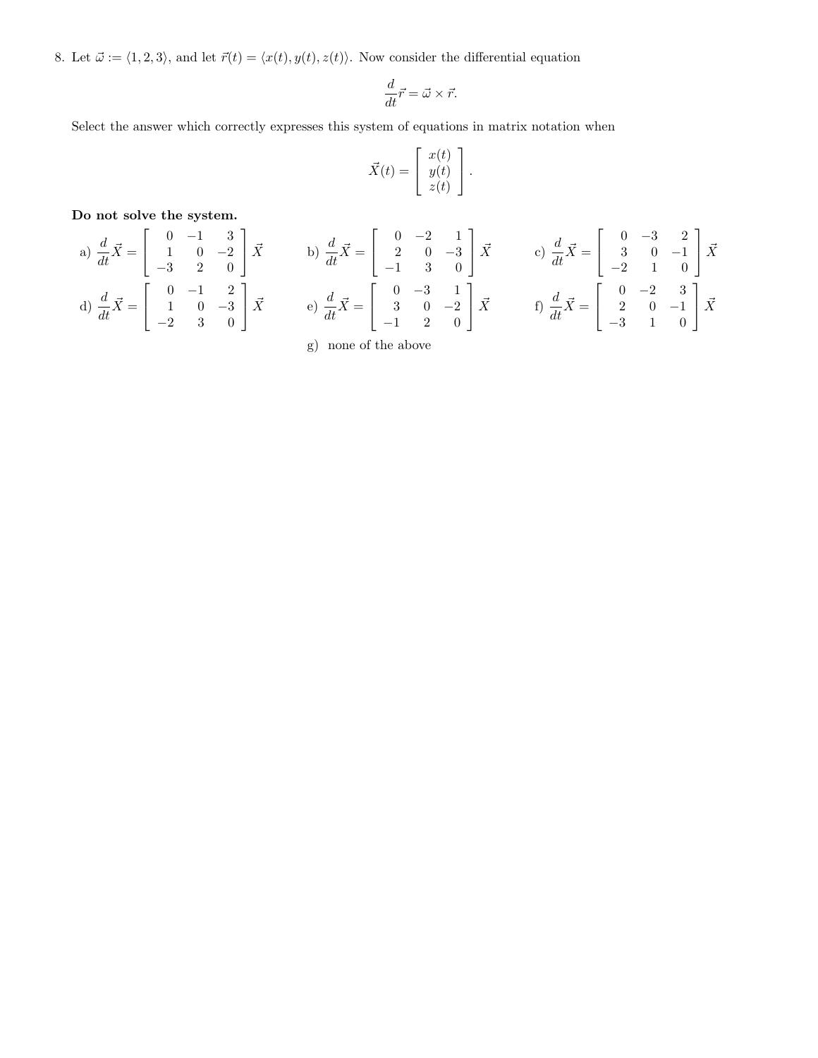8. Let $\vec{\omega} := \langle 1, 2, 3 \rangle$, and let $\vec{r}(t) = \langle x(t), y(t), z(t) \rangle$. Now consider the differential equation

$$\frac{d}{dt}\vec{r} = \vec{\omega} \times \vec{r}.$$

Select the answer which correctly expresses this system of equations in matrix notation when

$$\vec{X}(t) = \begin{bmatrix} x(t) \\ y(t) \\ z(t) \end{bmatrix}.$$

**Do not solve the system.**

a) $\dfrac{d}{dt}\vec{X} = \begin{bmatrix} 0 & -1 & 3 \\ 1 & 0 & -2 \\ -3 & 2 & 0 \end{bmatrix} \vec{X}$

b) $\dfrac{d}{dt}\vec{X} = \begin{bmatrix} 0 & -2 & 1 \\ 2 & 0 & -3 \\ -1 & 3 & 0 \end{bmatrix} \vec{X}$

c) $\dfrac{d}{dt}\vec{X} = \begin{bmatrix} 0 & -3 & 2 \\ 3 & 0 & -1 \\ -2 & 1 & 0 \end{bmatrix} \vec{X}$

d) $\dfrac{d}{dt}\vec{X} = \begin{bmatrix} 0 & -1 & 2 \\ 1 & 0 & -3 \\ -2 & 3 & 0 \end{bmatrix} \vec{X}$

e) $\dfrac{d}{dt}\vec{X} = \begin{bmatrix} 0 & -3 & 1 \\ 3 & 0 & -2 \\ -1 & 2 & 0 \end{bmatrix} \vec{X}$

f) $\dfrac{d}{dt}\vec{X} = \begin{bmatrix} 0 & -2 & 3 \\ 2 & 0 & -1 \\ -3 & 1 & 0 \end{bmatrix} \vec{X}$

g) none of the above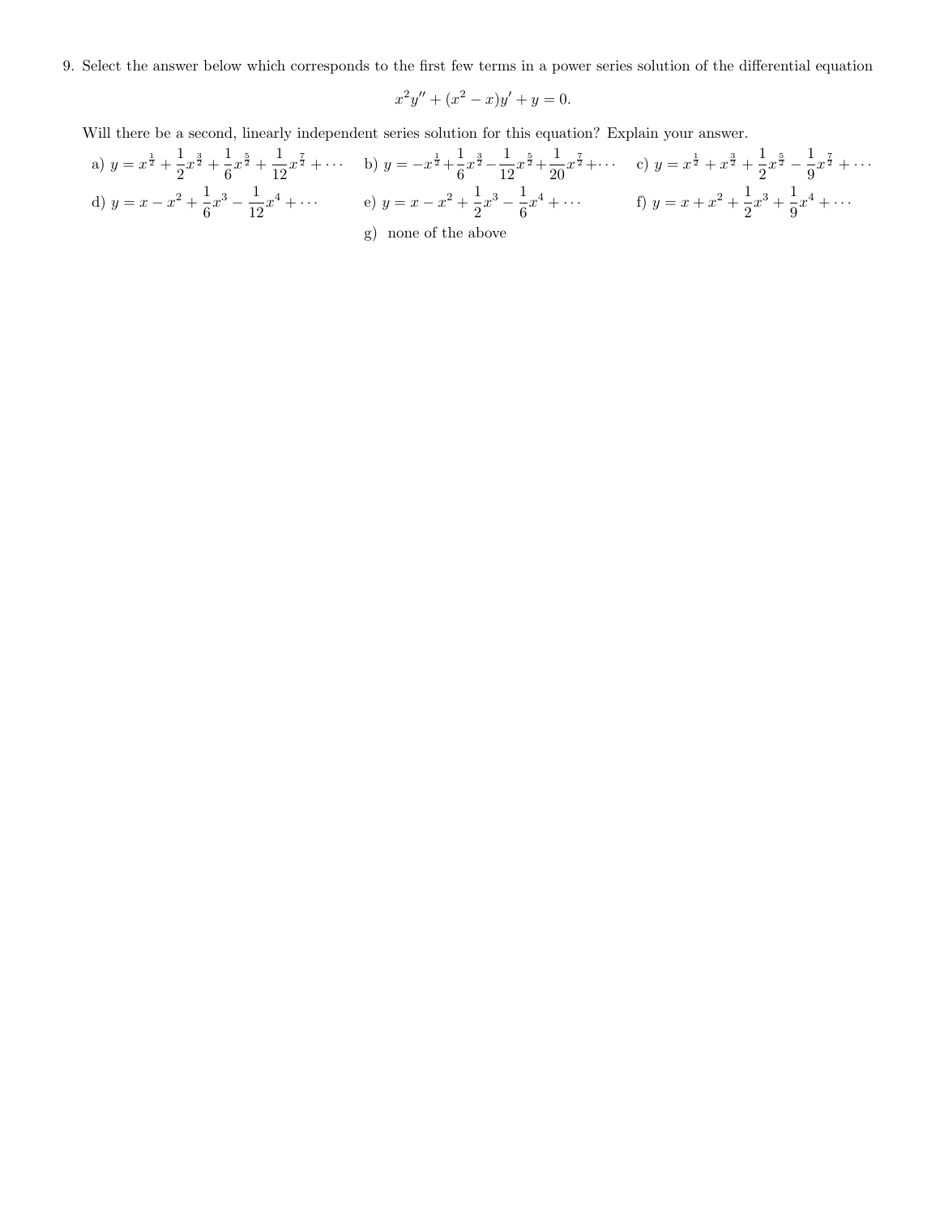9. Select the answer below which corresponds to the first few terms in a power series solution of the differential equation

$$x^2y'' + (x^2 - x)y' + y = 0.$$

Will there be a second, linearly independent series solution for this equation? Explain your answer.

a) $y = x^{\frac{1}{2}} + \frac{1}{2}x^{\frac{3}{2}} + \frac{1}{6}x^{\frac{5}{2}} + \frac{1}{12}x^{\frac{7}{2}} + \cdots$

b) $y = -x^{\frac{1}{2}} + \frac{1}{6}x^{\frac{3}{2}} - \frac{1}{12}x^{\frac{5}{2}} + \frac{1}{20}x^{\frac{7}{2}} + \cdots$

c) $y = x^{\frac{1}{2}} + x^{\frac{3}{2}} + \frac{1}{2}x^{\frac{5}{2}} - \frac{1}{9}x^{\frac{7}{2}} + \cdots$

d) $y = x - x^2 + \frac{1}{6}x^3 - \frac{1}{12}x^4 + \cdots$

e) $y = x - x^2 + \frac{1}{2}x^3 - \frac{1}{6}x^4 + \cdots$

f) $y = x + x^2 + \frac{1}{2}x^3 + \frac{1}{9}x^4 + \cdots$

g) none of the above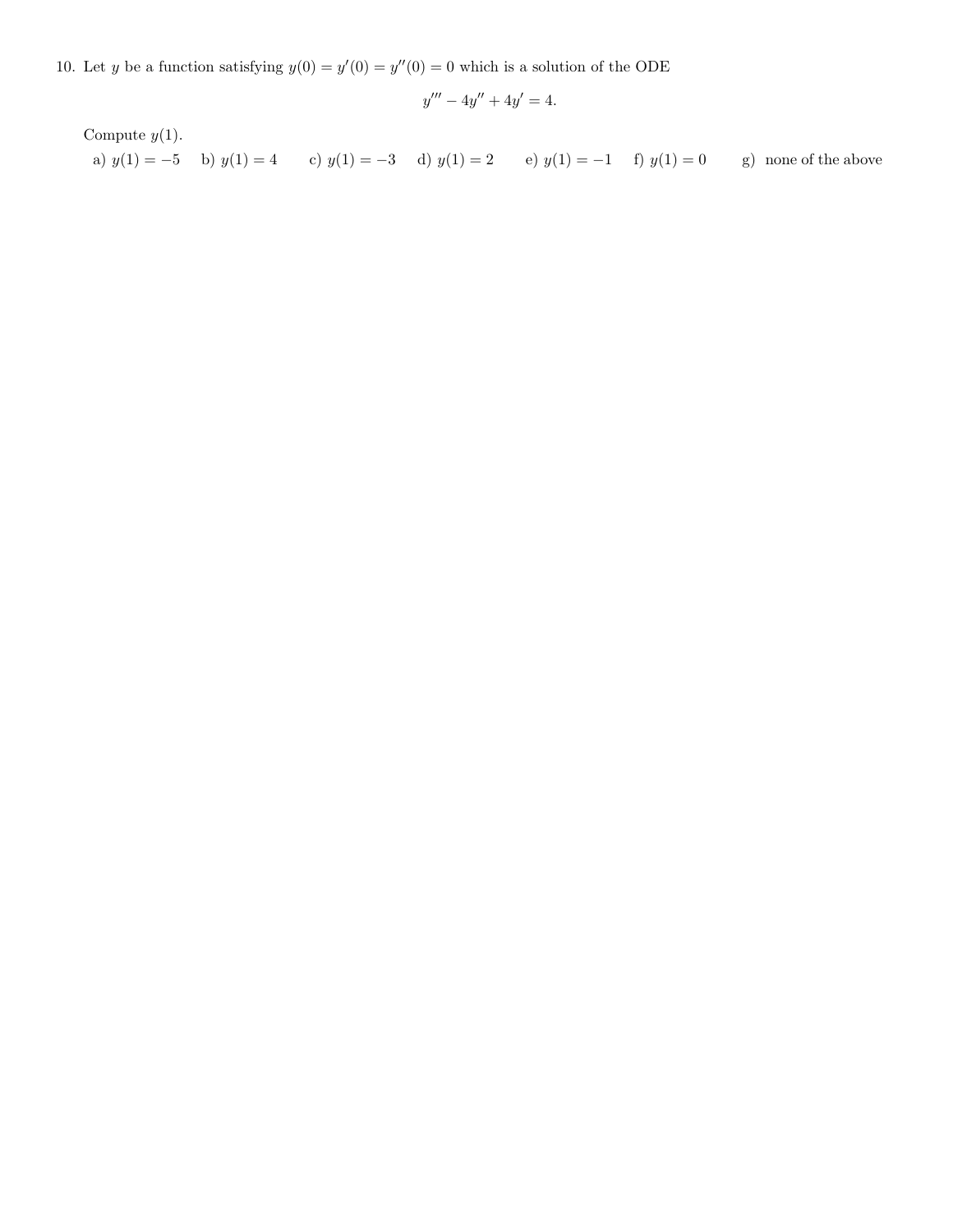10. Let $y$ be a function satisfying $y(0) = y'(0) = y''(0) = 0$ which is a solution of the ODE

$$y''' - 4y'' + 4y' = 4.$$

Compute $y(1)$.

a) $y(1) = -5$ b) $y(1) = 4$ c) $y(1) = -3$ d) $y(1) = 2$ e) $y(1) = -1$ f) $y(1) = 0$ g) none of the above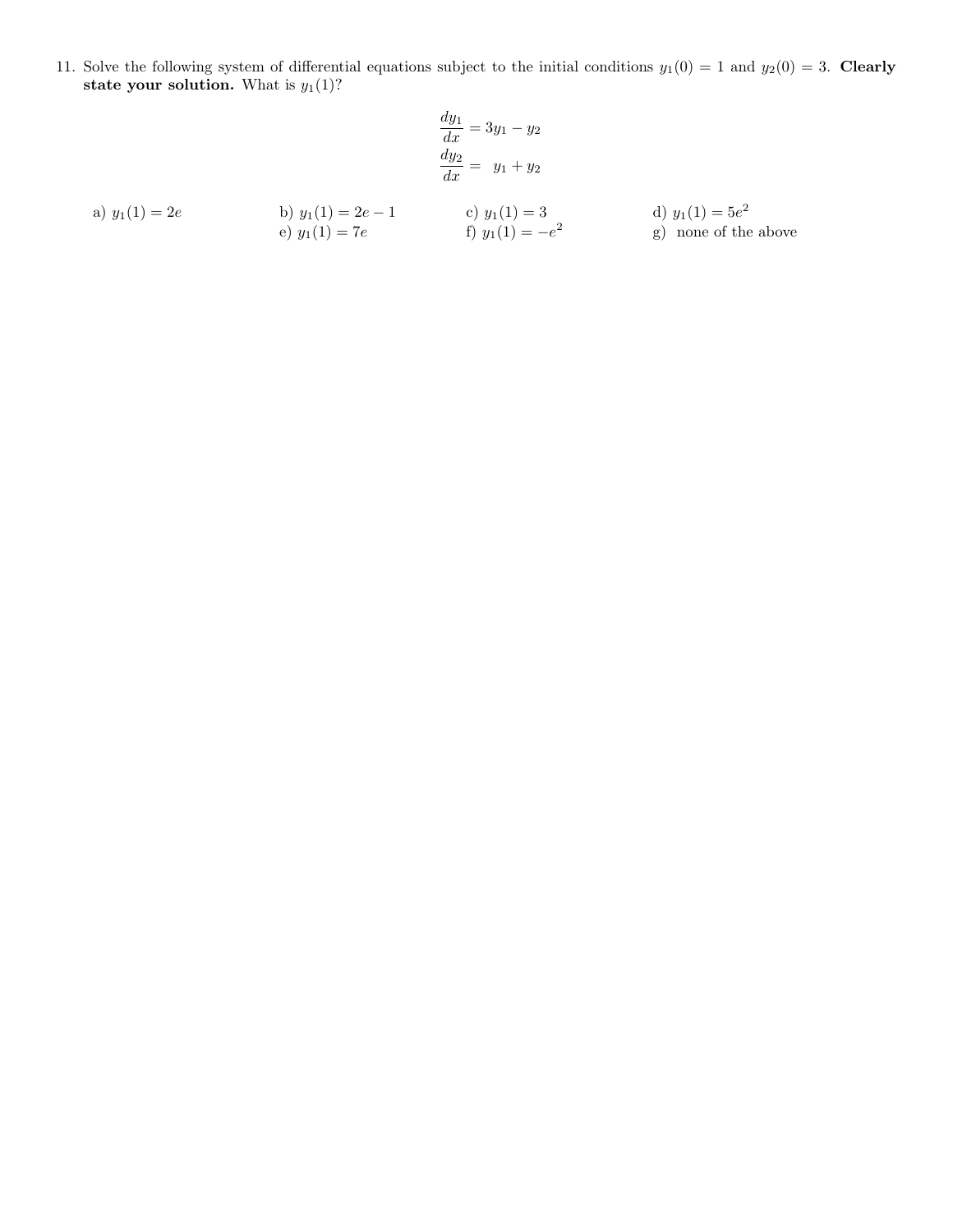11. Solve the following system of differential equations subject to the initial conditions $y_1(0) = 1$ and $y_2(0) = 3$. **Clearly state your solution.** What is $y_1(1)$?

$$\frac{dy_1}{dx} = 3y_1 - y_2$$
$$\frac{dy_2}{dx} = y_1 + y_2$$

a) $y_1(1) = 2e$

b) $y_1(1) = 2e - 1$

c) $y_1(1) = 3$

d) $y_1(1) = 5e^2$

e) $y_1(1) = 7e$

f) $y_1(1) = -e^2$

g) none of the above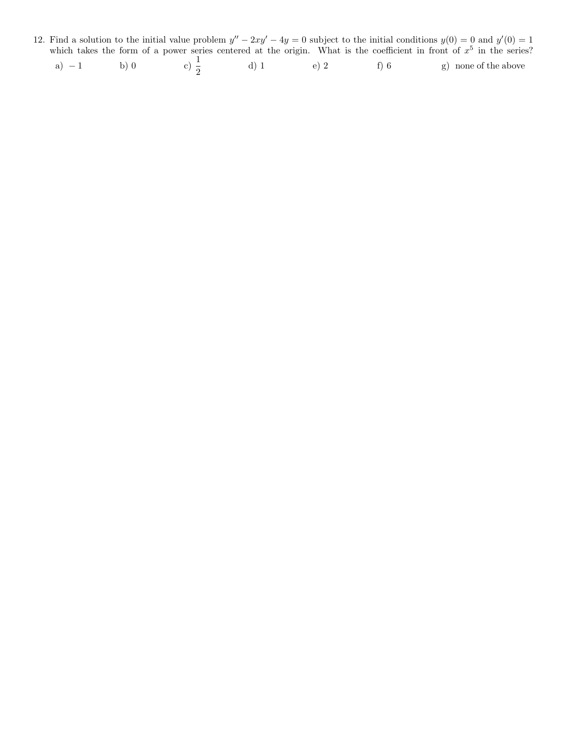12. Find a solution to the initial value problem $y'' - 2xy' - 4y = 0$ subject to the initial conditions $y(0) = 0$ and $y'(0) = 1$ which takes the form of a power series centered at the origin. What is the coefficient in front of $x^5$ in the series?

a) $-1$ b) $0$ c) $\frac{1}{2}$ d) $1$ e) $2$ f) $6$ g) none of the above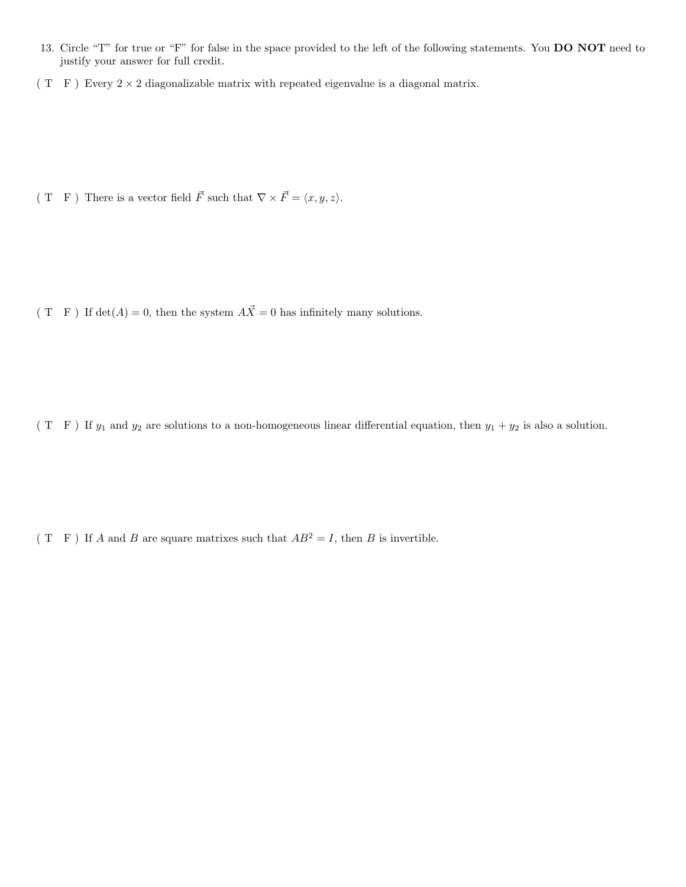13. Circle "T" for true or "F" for false in the space provided to the left of the following statements. You **DO NOT** need to justify your answer for full credit.

( T F ) Every $2 \times 2$ diagonalizable matrix with repeated eigenvalue is a diagonal matrix.

( T F ) There is a vector field $\vec{F}$ such that $\nabla \times \vec{F} = \langle x, y, z \rangle$.

( T F ) If $\det(A) = 0$, then the system $A\vec{X} = 0$ has infinitely many solutions.

( T F ) If $y_1$ and $y_2$ are solutions to a non-homogeneous linear differential equation, then $y_1 + y_2$ is also a solution.

( T F ) If $A$ and $B$ are square matrixes such that $AB^2 = I$, then $B$ is invertible.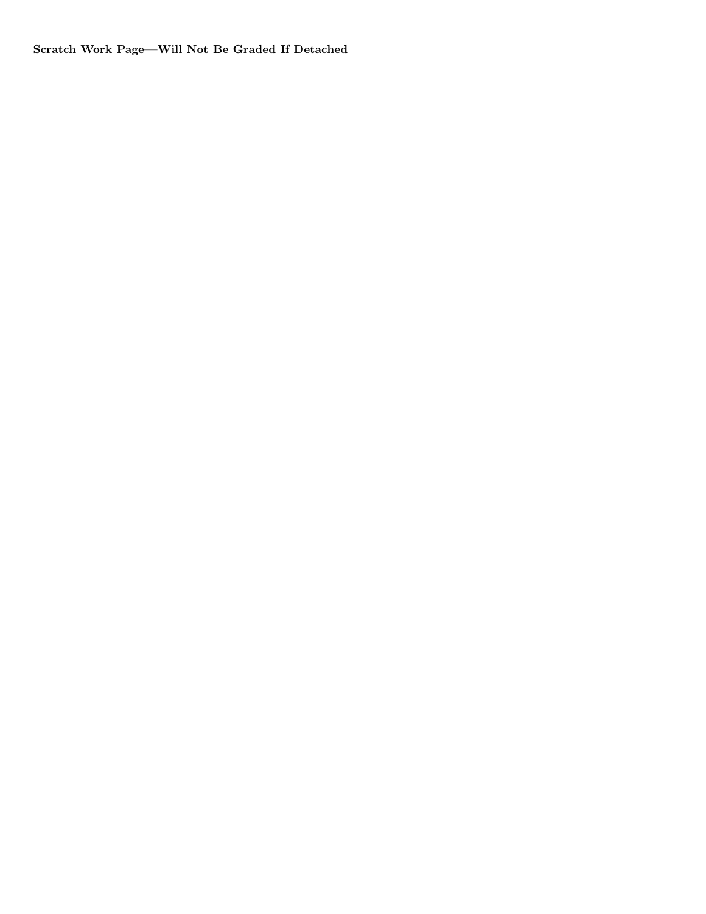**Scratch Work Page—Will Not Be Graded If Detached**